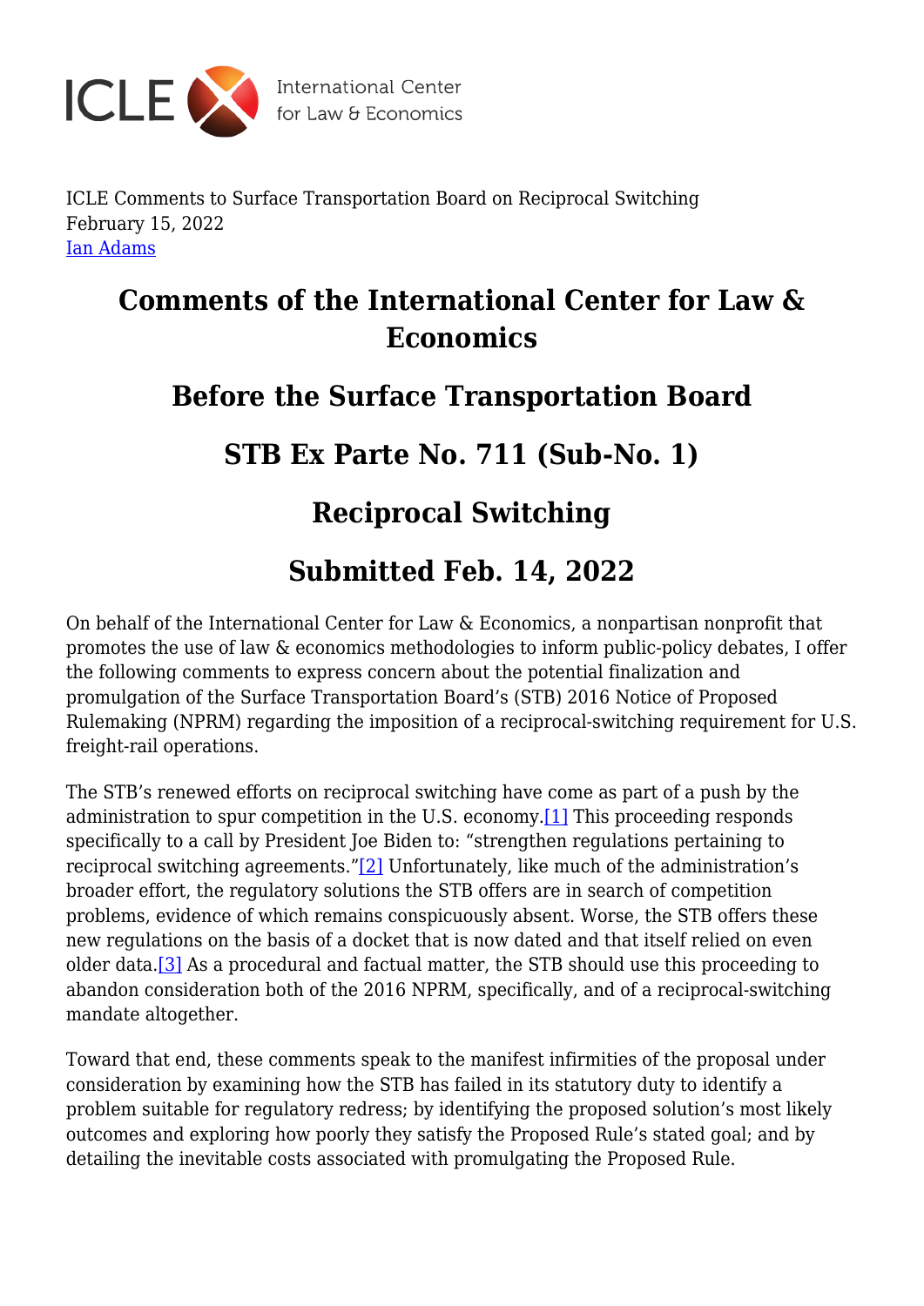ICLE Comments to Surface Transportation Board on Reciprocal Switching
February 15, 2022
Ian Adams

# Comments of the International Center for Law & Economics

## Before the Surface Transportation Board

## STB Ex Parte No. 711 (Sub-No. 1)

## Reciprocal Switching

## Submitted Feb. 14, 2022

On behalf of the International Center for Law & Economics, a nonpartisan nonprofit that promotes the use of law & economics methodologies to inform public-policy debates, I offer the following comments to express concern about the potential finalization and promulgation of the Surface Transportation Board's (STB) 2016 Notice of Proposed Rulemaking (NPRM) regarding the imposition of a reciprocal-switching requirement for U.S. freight-rail operations.

The STB's renewed efforts on reciprocal switching have come as part of a push by the administration to spur competition in the U.S. economy.[1] This proceeding responds specifically to a call by President Joe Biden to: "strengthen regulations pertaining to reciprocal switching agreements."[2] Unfortunately, like much of the administration's broader effort, the regulatory solutions the STB offers are in search of competition problems, evidence of which remains conspicuously absent. Worse, the STB offers these new regulations on the basis of a docket that is now dated and that itself relied on even older data.[3] As a procedural and factual matter, the STB should use this proceeding to abandon consideration both of the 2016 NPRM, specifically, and of a reciprocal-switching mandate altogether.

Toward that end, these comments speak to the manifest infirmities of the proposal under consideration by examining how the STB has failed in its statutory duty to identify a problem suitable for regulatory redress; by identifying the proposed solution's most likely outcomes and exploring how poorly they satisfy the Proposed Rule's stated goal; and by detailing the inevitable costs associated with promulgating the Proposed Rule.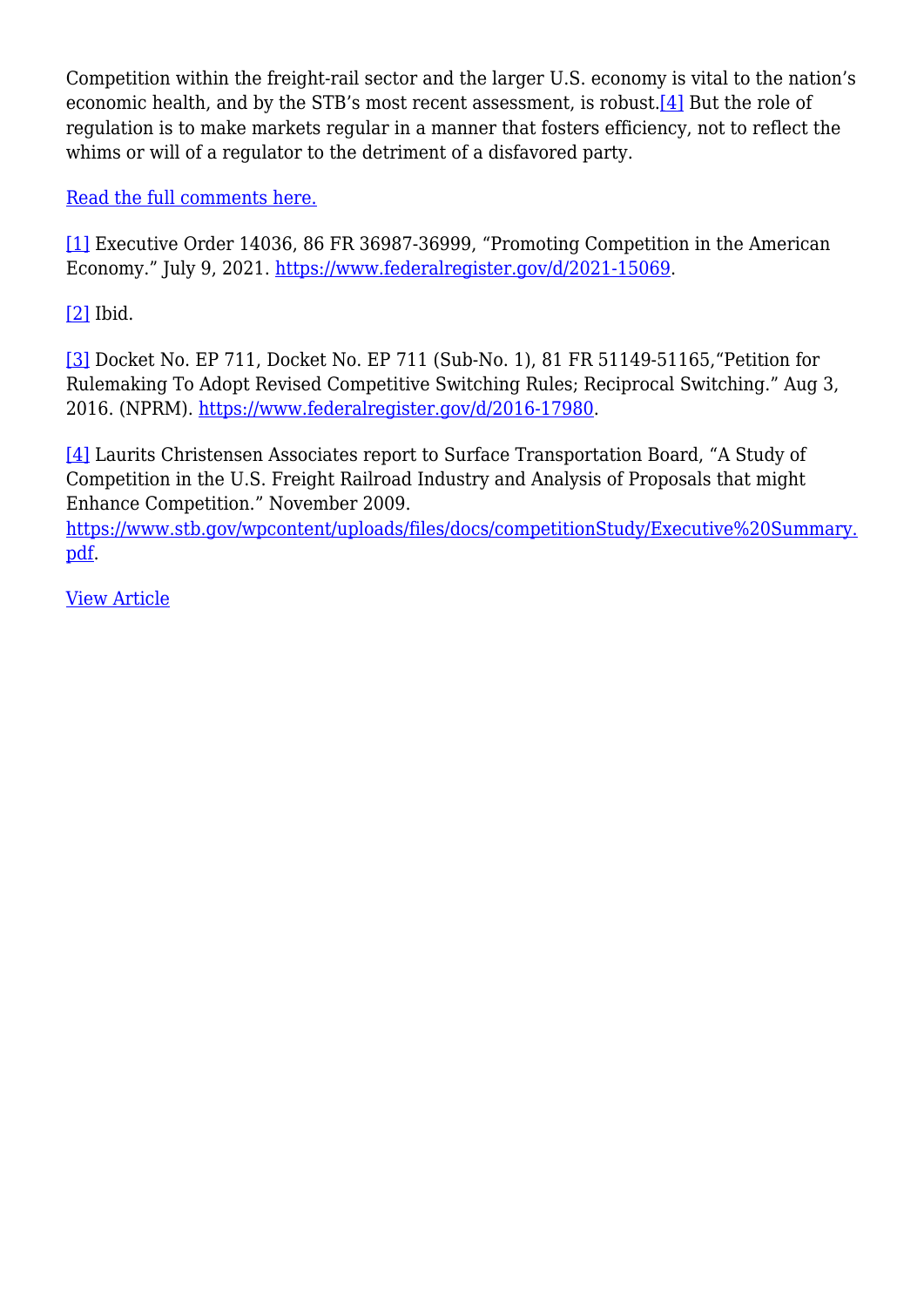Competition within the freight-rail sector and the larger U.S. economy is vital to the nation's economic health, and by the STB's most recent assessment, is robust.[4] But the role of regulation is to make markets regular in a manner that fosters efficiency, not to reflect the whims or will of a regulator to the detriment of a disfavored party.

[Read the full comments here.]

[1] Executive Order 14036, 86 FR 36987-36999, "Promoting Competition in the American Economy." July 9, 2021. https://www.federalregister.gov/d/2021-15069.

[2] Ibid.

[3] Docket No. EP 711, Docket No. EP 711 (Sub-No. 1), 81 FR 51149-51165,"Petition for Rulemaking To Adopt Revised Competitive Switching Rules; Reciprocal Switching." Aug 3, 2016. (NPRM). https://www.federalregister.gov/d/2016-17980.

[4] Laurits Christensen Associates report to Surface Transportation Board, "A Study of Competition in the U.S. Freight Railroad Industry and Analysis of Proposals that might Enhance Competition." November 2009. https://www.stb.gov/wpcontent/uploads/files/docs/competitionStudy/Executive%20Summary.pdf.

[View Article]